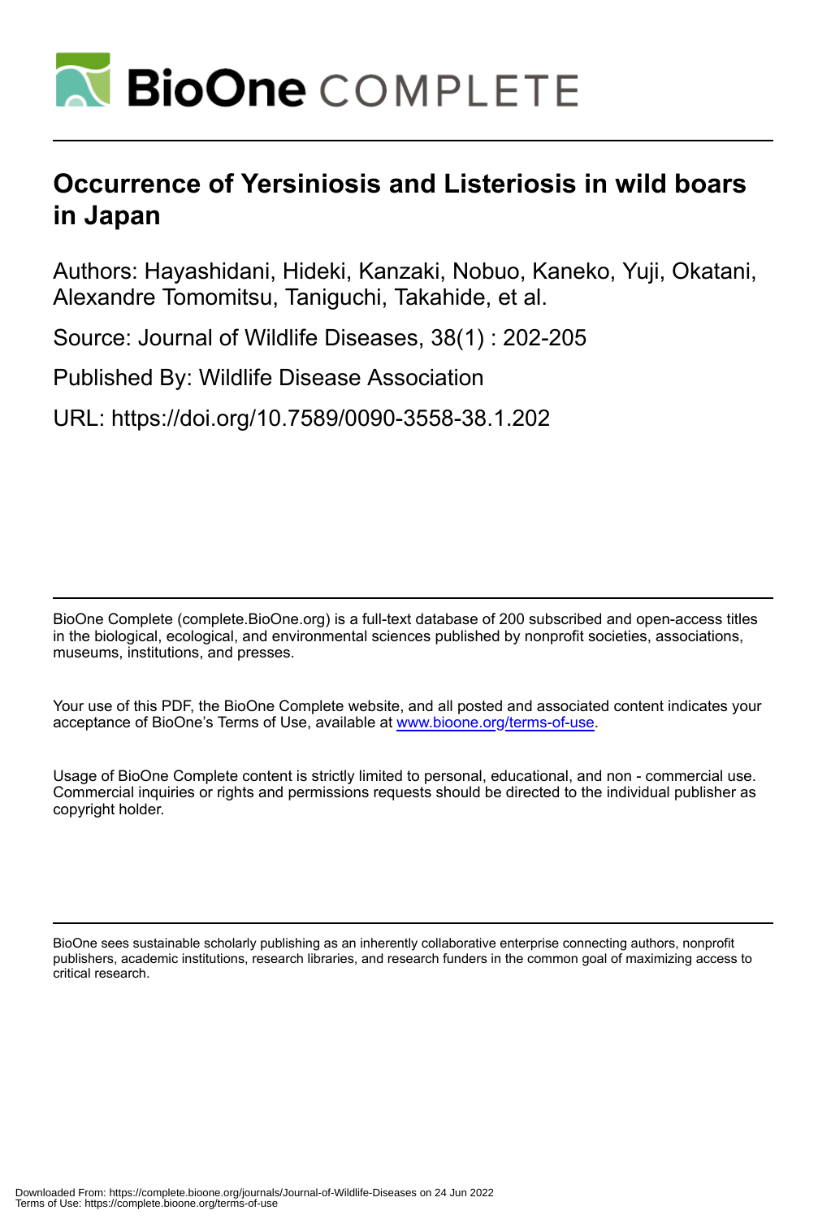# Occurrence of Yersiniosis and Listeriosis in wild boars in Japan

Authors: Hayashidani, Hideki, Kanzaki, Nobuo, Kaneko, Yuji, Okatani, Alexandre Tomomitsu, Taniguchi, Takahide, et al.

Source: Journal of Wildlife Diseases, 38(1) : 202-205

Published By: Wildlife Disease Association

URL: https://doi.org/10.7589/0090-3558-38.1.202

BioOne Complete (complete.BioOne.org) is a full-text database of 200 subscribed and open-access titles in the biological, ecological, and environmental sciences published by nonprofit societies, associations, museums, institutions, and presses.

Your use of this PDF, the BioOne Complete website, and all posted and associated content indicates your acceptance of BioOne's Terms of Use, available at www.bioone.org/terms-of-use.

Usage of BioOne Complete content is strictly limited to personal, educational, and non - commercial use. Commercial inquiries or rights and permissions requests should be directed to the individual publisher as copyright holder.

BioOne sees sustainable scholarly publishing as an inherently collaborative enterprise connecting authors, nonprofit publishers, academic institutions, research libraries, and research funders in the common goal of maximizing access to critical research.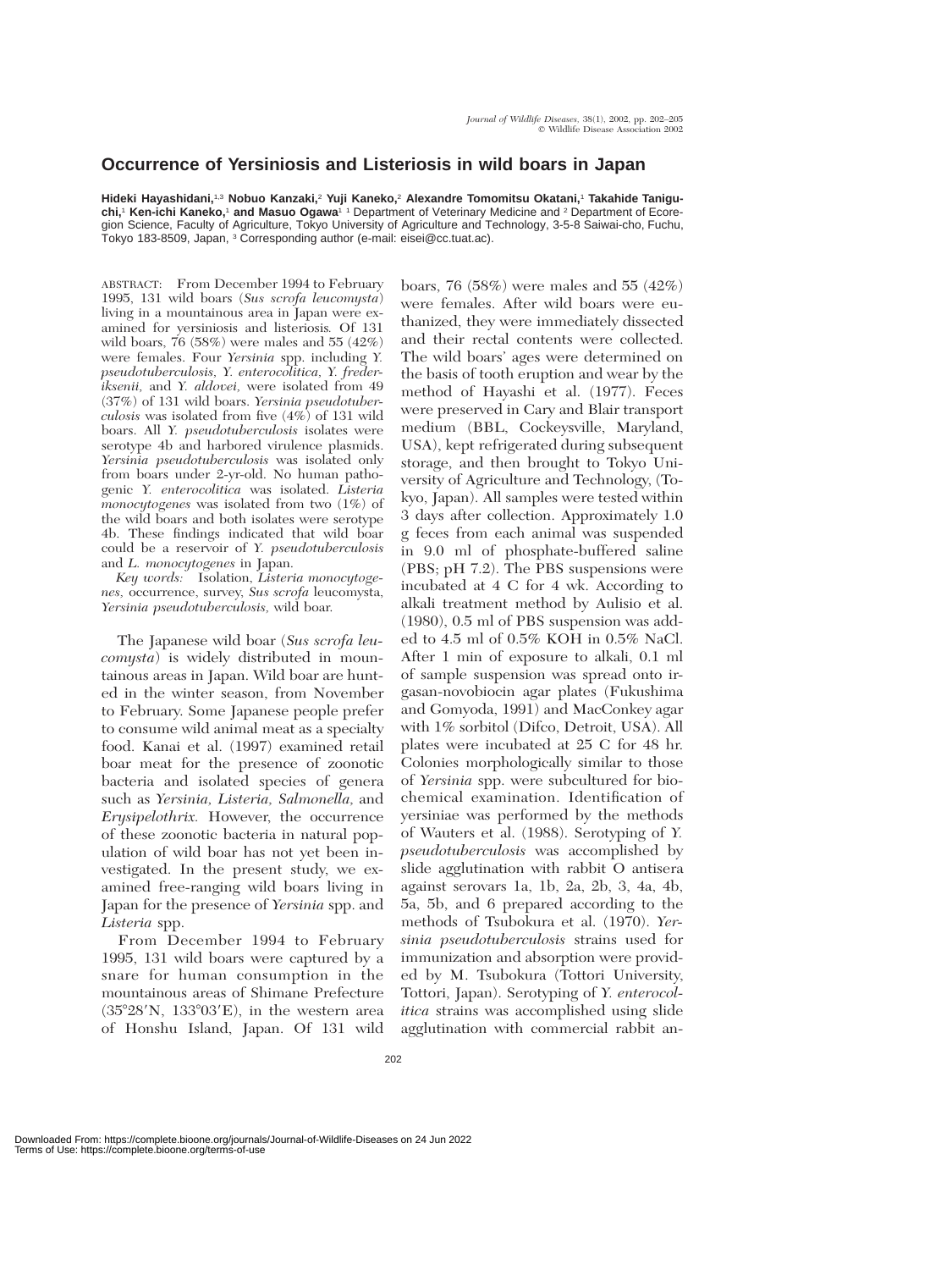# Occurrence of Yersiniosis and Listeriosis in wild boars in Japan

**Hideki Hayashidani,**[1,3] **Nobuo Kanzaki,**[2] **Yuji Kaneko,**[2] **Alexandre Tomomitsu Okatani,**[1] **Takahide Taniguchi,**[1] **Ken-ichi Kaneko,**[1] **and Masuo Ogawa**[1] [1] Department of Veterinary Medicine and [2] Department of Ecoregion Science, Faculty of Agriculture, Tokyo University of Agriculture and Technology, 3-5-8 Saiwai-cho, Fuchu, Tokyo 183-8509, Japan, [3] Corresponding author (e-mail: eisei@cc.tuat.ac).

ABSTRACT: From December 1994 to February 1995, 131 wild boars (*Sus scrofa leucomysta*) living in a mountainous area in Japan were examined for yersiniosis and listeriosis. Of 131 wild boars, 76 (58%) were males and 55 (42%) were females. Four *Yersinia* spp. including *Y. pseudotuberculosis, Y. enterocolitica, Y. frederiksenii,* and *Y. aldovei,* were isolated from 49 (37%) of 131 wild boars. *Yersinia pseudotuberculosis* was isolated from five (4%) of 131 wild boars. All *Y. pseudotuberculosis* isolates were serotype 4b and harbored virulence plasmids. *Yersinia pseudotuberculosis* was isolated only from boars under 2-yr-old. No human pathogenic *Y. enterocolitica* was isolated. *Listeria monocytogenes* was isolated from two (1%) of the wild boars and both isolates were serotype 4b. These findings indicated that wild boar could be a reservoir of *Y. pseudotuberculosis* and *L. monocytogenes* in Japan.

*Key words:* Isolation, *Listeria monocytogenes,* occurrence, survey, *Sus scrofa* leucomysta, *Yersinia pseudotuberculosis,* wild boar.

The Japanese wild boar (*Sus scrofa leucomysta*) is widely distributed in mountainous areas in Japan. Wild boar are hunted in the winter season, from November to February. Some Japanese people prefer to consume wild animal meat as a specialty food. Kanai et al. (1997) examined retail boar meat for the presence of zoonotic bacteria and isolated species of genera such as *Yersinia, Listeria, Salmonella,* and *Erysipelothrix.* However, the occurrence of these zoonotic bacteria in natural population of wild boar has not yet been investigated. In the present study, we examined free-ranging wild boars living in Japan for the presence of *Yersinia* spp. and *Listeria* spp.

From December 1994 to February 1995, 131 wild boars were captured by a snare for human consumption in the mountainous areas of Shimane Prefecture (35°28′N, 133°03′E), in the western area of Honshu Island, Japan. Of 131 wild boars, 76 (58%) were males and 55 (42%) were females. After wild boars were euthanized, they were immediately dissected and their rectal contents were collected. The wild boars' ages were determined on the basis of tooth eruption and wear by the method of Hayashi et al. (1977). Feces were preserved in Cary and Blair transport medium (BBL, Cockeysville, Maryland, USA), kept refrigerated during subsequent storage, and then brought to Tokyo University of Agriculture and Technology, (Tokyo, Japan). All samples were tested within 3 days after collection. Approximately 1.0 g feces from each animal was suspended in 9.0 ml of phosphate-buffered saline (PBS; pH 7.2). The PBS suspensions were incubated at 4 C for 4 wk. According to alkali treatment method by Aulisio et al. (1980), 0.5 ml of PBS suspension was added to 4.5 ml of 0.5% KOH in 0.5% NaCl. After 1 min of exposure to alkali, 0.1 ml of sample suspension was spread onto irgasan-novobiocin agar plates (Fukushima and Gomyoda, 1991) and MacConkey agar with 1% sorbitol (Difco, Detroit, USA). All plates were incubated at 25 C for 48 hr. Colonies morphologically similar to those of *Yersinia* spp. were subcultured for biochemical examination. Identification of yersiniae was performed by the methods of Wauters et al. (1988). Serotyping of *Y. pseudotuberculosis* was accomplished by slide agglutination with rabbit O antisera against serovars 1a, 1b, 2a, 2b, 3, 4a, 4b, 5a, 5b, and 6 prepared according to the methods of Tsubokura et al. (1970). *Yersinia pseudotuberculosis* strains used for immunization and absorption were provided by M. Tsubokura (Tottori University, Tottori, Japan). Serotyping of *Y. enterocolitica* strains was accomplished using slide agglutination with commercial rabbit an-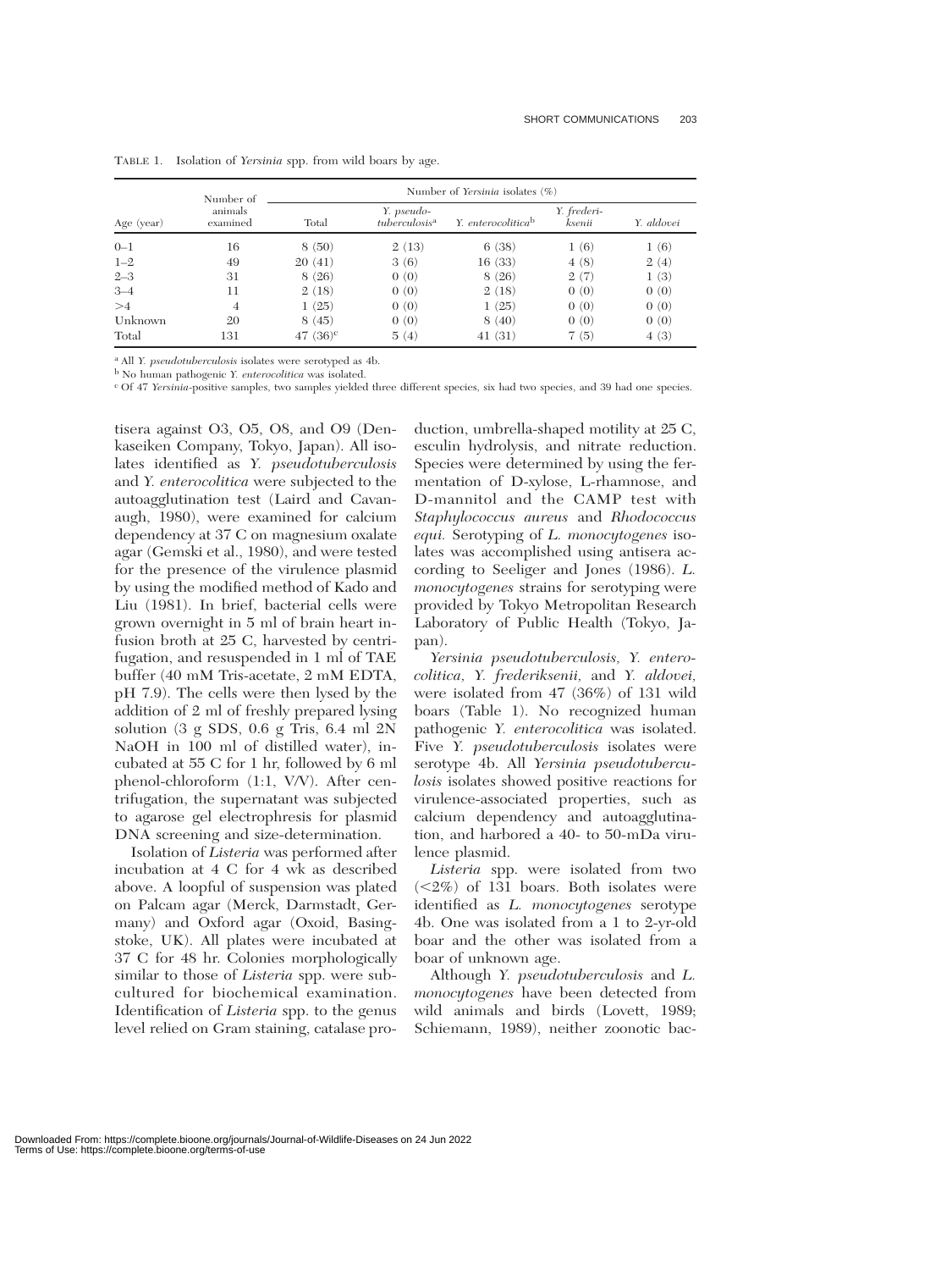TABLE 1. Isolation of *Yersinia* spp. from wild boars by age.

| Age (year) | Number of animals examined | Number of *Yersinia* isolates (%) | | | | |
|---|---|---|---|---|---|---|
| | | Total | *Y. pseudo-tuberculosis*[a] | *Y. enterocolitica*[b] | *Y. frederi-ksenii* | *Y. aldovei* |
| 0–1 | 16 | 8 (50) | 2 (13) | 6 (38) | 1 (6) | 1 (6) |
| 1–2 | 49 | 20 (41) | 3 (6) | 16 (33) | 4 (8) | 2 (4) |
| 2–3 | 31 | 8 (26) | 0 (0) | 8 (26) | 2 (7) | 1 (3) |
| 3–4 | 11 | 2 (18) | 0 (0) | 2 (18) | 0 (0) | 0 (0) |
| >4 | 4 | 1 (25) | 0 (0) | 1 (25) | 0 (0) | 0 (0) |
| Unknown | 20 | 8 (45) | 0 (0) | 8 (40) | 0 (0) | 0 (0) |
| Total | 131 | 47 (36)[c] | 5 (4) | 41 (31) | 7 (5) | 4 (3) |

[a] All *Y. pseudotuberculosis* isolates were serotyped as 4b.

[b] No human pathogenic *Y. enterocolitica* was isolated.

[c] Of 47 *Yersinia*-positive samples, two samples yielded three different species, six had two species, and 39 had one species.

tisera against O3, O5, O8, and O9 (Denkaseiken Company, Tokyo, Japan). All isolates identified as *Y. pseudotuberculosis* and *Y. enterocolitica* were subjected to the autoagglutination test (Laird and Cavanaugh, 1980), were examined for calcium dependency at 37 C on magnesium oxalate agar (Gemski et al., 1980), and were tested for the presence of the virulence plasmid by using the modified method of Kado and Liu (1981). In brief, bacterial cells were grown overnight in 5 ml of brain heart infusion broth at 25 C, harvested by centrifugation, and resuspended in 1 ml of TAE buffer (40 mM Tris-acetate, 2 mM EDTA, pH 7.9). The cells were then lysed by the addition of 2 ml of freshly prepared lysing solution (3 g SDS, 0.6 g Tris, 6.4 ml 2N NaOH in 100 ml of distilled water), incubated at 55 C for 1 hr, followed by 6 ml phenol-chloroform (1:1, V/V). After centrifugation, the supernatant was subjected to agarose gel electrophresis for plasmid DNA screening and size-determination.

Isolation of *Listeria* was performed after incubation at 4 C for 4 wk as described above. A loopful of suspension was plated on Palcam agar (Merck, Darmstadt, Germany) and Oxford agar (Oxoid, Basingstoke, UK). All plates were incubated at 37 C for 48 hr. Colonies morphologically similar to those of *Listeria* spp. were subcultured for biochemical examination. Identification of *Listeria* spp. to the genus level relied on Gram staining, catalase production, umbrella-shaped motility at 25 C, esculin hydrolysis, and nitrate reduction. Species were determined by using the fermentation of D-xylose, L-rhamnose, and D-mannitol and the CAMP test with *Staphylococcus aureus* and *Rhodococcus equi.* Serotyping of *L. monocytogenes* isolates was accomplished using antisera according to Seeliger and Jones (1986). *L. monocytogenes* strains for serotyping were provided by Tokyo Metropolitan Research Laboratory of Public Health (Tokyo, Japan).

*Yersinia pseudotuberculosis, Y. enterocolitica, Y. frederiksenii,* and *Y. aldovei,* were isolated from 47 (36%) of 131 wild boars (Table 1). No recognized human pathogenic *Y. enterocolitica* was isolated. Five *Y. pseudotuberculosis* isolates were serotype 4b. All *Yersinia pseudotuberculosis* isolates showed positive reactions for virulence-associated properties, such as calcium dependency and autoagglutination, and harbored a 40- to 50-mDa virulence plasmid.

*Listeria* spp. were isolated from two (<2%) of 131 boars. Both isolates were identified as *L. monocytogenes* serotype 4b. One was isolated from a 1 to 2-yr-old boar and the other was isolated from a boar of unknown age.

Although *Y. pseudotuberculosis* and *L. monocytogenes* have been detected from wild animals and birds (Lovett, 1989; Schiemann, 1989), neither zoonotic bac-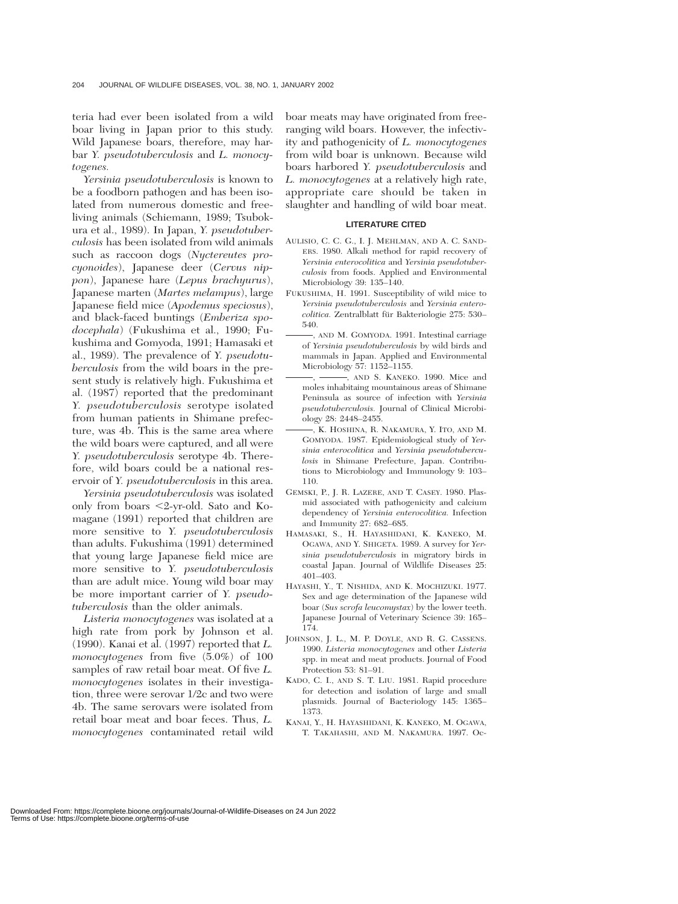teria had ever been isolated from a wild boar living in Japan prior to this study. Wild Japanese boars, therefore, may harbar *Y. pseudotuberculosis* and *L. monocytogenes.*

*Yersinia pseudotuberculosis* is known to be a foodborn pathogen and has been isolated from numerous domestic and free-living animals (Schiemann, 1989; Tsubokura et al., 1989). In Japan, *Y. pseudotuberculosis* has been isolated from wild animals such as raccoon dogs (*Nyctereutes procyonoides*), Japanese deer (*Cervus nippon*), Japanese hare (*Lepus brachyurus*), Japanese marten (*Martes melampus*), large Japanese field mice (*Apodemus speciosus*), and black-faced buntings (*Emberiza spodocephala*) (Fukushima et al., 1990; Fukushima and Gomyoda, 1991; Hamasaki et al., 1989). The prevalence of *Y. pseudotuberculosis* from the wild boars in the present study is relatively high. Fukushima et al. (1987) reported that the predominant *Y. pseudotuberculosis* serotype isolated from human patients in Shimane prefecture, was 4b. This is the same area where the wild boars were captured, and all were *Y. pseudotuberculosis* serotype 4b. Therefore, wild boars could be a national reservoir of *Y. pseudotuberculosis* in this area.

*Yersinia pseudotuberculosis* was isolated only from boars <2-yr-old. Sato and Komagane (1991) reported that children are more sensitive to *Y. pseudotuberculosis* than adults. Fukushima (1991) determined that young large Japanese field mice are more sensitive to *Y. pseudotuberculosis* than are adult mice. Young wild boar may be more important carrier of *Y. pseudotuberculosis* than the older animals.

*Listeria monocytogenes* was isolated at a high rate from pork by Johnson et al. (1990). Kanai et al. (1997) reported that *L. monocytogenes* from five (5.0%) of 100 samples of raw retail boar meat. Of five *L. monocytogenes* isolates in their investigation, three were serovar 1/2c and two were 4b. The same serovars were isolated from retail boar meat and boar feces. Thus, *L. monocytogenes* contaminated retail wild boar meats may have originated from free-ranging wild boars. However, the infectivity and pathogenicity of *L. monocytogenes* from wild boar is unknown. Because wild boars harbored *Y. pseudotuberculosis* and *L. monocytogenes* at a relatively high rate, appropriate care should be taken in slaughter and handling of wild boar meat.

## LITERATURE CITED

AULISIO, C. C. G., I. J. MEHLMAN, AND A. C. SANDERS. 1980. Alkali method for rapid recovery of *Yersinia enterocolitica* and *Yersinia pseudotuberculosis* from foods. Applied and Environmental Microbiology 39: 135–140.

FUKUSHIMA, H. 1991. Susceptibility of wild mice to *Yersinia pseudotuberculosis* and *Yersinia enterocolitica.* Zentralblatt für Bakteriologie 275: 530–540.

———, AND M. GOMYODA. 1991. Intestinal carriage of *Yersinia pseudotuberculosis* by wild birds and mammals in Japan. Applied and Environmental Microbiology 57: 1152–1155.

———, ———, AND S. KANEKO. 1990. Mice and moles inhabitaing mountainous areas of Shimane Peninsula as source of infection with *Yersinia pseudotuberculosis.* Journal of Clinical Microbiology 28: 2448–2455.

———, K. HOSHINA, R. NAKAMURA, Y. ITO, AND M. GOMYODA. 1987. Epidemiological study of *Yersinia enterocolitica* and *Yersinia pseudotuberculosis* in Shimane Prefecture, Japan. Contributions to Microbiology and Immunology 9: 103–110.

GEMSKI, P., J. R. LAZERE, AND T. CASEY. 1980. Plasmid associated with pathogenicity and calcium dependency of *Yersinia enterocolitica.* Infection and Immunity 27: 682–685.

HAMASAKI, S., H. HAYASHIDANI, K. KANEKO, M. OGAWA, AND Y. SHIGETA. 1989. A survey for *Yersinia pseudotuberculosis* in migratory birds in coastal Japan. Journal of Wildlife Diseases 25: 401–403.

HAYASHI, Y., T. NISHIDA, AND K. MOCHIZUKI. 1977. Sex and age determination of the Japanese wild boar (*Sus scrofa leucomystax*) by the lower teeth. Japanese Journal of Veterinary Science 39: 165–174.

JOHNSON, J. L., M. P. DOYLE, AND R. G. CASSENS. 1990. *Listeria monocytogenes* and other *Listeria* spp. in meat and meat products. Journal of Food Protection 53: 81–91.

KADO, C. I., AND S. T. LIU. 1981. Rapid procedure for detection and isolation of large and small plasmids. Journal of Bacteriology 145: 1365–1373.

KANAI, Y., H. HAYASHIDANI, K. KANEKO, M. OGAWA, T. TAKAHASHI, AND M. NAKAMURA. 1997. Oc-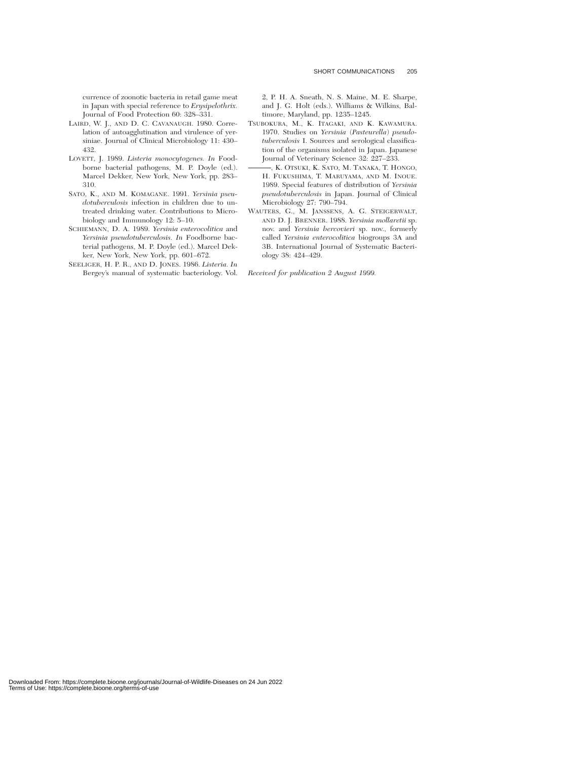currence of zoonotic bacteria in retail game meat in Japan with special reference to *Erysipelothrix.* Journal of Food Protection 60: 328–331.

LAIRD, W. J., AND D. C. CAVANAUGH. 1980. Correlation of autoagglutination and virulence of yersiniae. Journal of Clinical Microbiology 11: 430–432.

LOVETT, J. 1989. *Listeria monocytogenes. In* Foodborne bacterial pathogens, M. P. Doyle (ed.). Marcel Dekker, New York, New York, pp. 283–310.

SATO, K., AND M. KOMAGANE. 1991. *Yersinia pseudotuberculosis* infection in children due to untreated drinking water. Contributions to Microbiology and Immunology 12: 5–10.

SCHIEMANN, D. A. 1989. *Yersinia enterocolitica* and *Yersinia pseudotuberculosis. In* Foodborne bacterial pathogens, M. P. Doyle (ed.). Marcel Dekker, New York, New York, pp. 601–672.

SEELIGER, H. P. R., AND D. JONES. 1986. *Listeria. In* Bergey's manual of systematic bacteriology. Vol. 2, P. H. A. Sneath, N. S. Maine, M. E. Sharpe, and J. G. Holt (eds.). Williams & Wilkins, Baltimore, Maryland, pp. 1235–1245.

TSUBOKURA, M., K. ITAGAKI, AND K. KAWAMURA. 1970. Studies on *Yersinia* (*Pasteurella*) *pseudotuberculosis* I. Sources and serological classification of the organisms isolated in Japan. Japanese Journal of Veterinary Science 32: 227–233.

———, K. OTSUKI, K. SATO, M. TANAKA, T. HONGO, H. FUKUSHIMA, T. MARUYAMA, AND M. INOUE. 1989. Special features of distribution of *Yersinia pseudotuberculosis* in Japan. Journal of Clinical Microbiology 27: 790–794.

WAUTERS, G., M. JANSSENS, A. G. STEIGERWALT, AND D. J. BRENNER. 1988. *Yersinia mollaretii* sp. nov. and *Yersinia bercovieri* sp. nov., formerly called *Yersinia enterocolitica* biogroups 3A and 3B. International Journal of Systematic Bacteriology 38: 424–429.

*Received for publication 2 August 1999.*